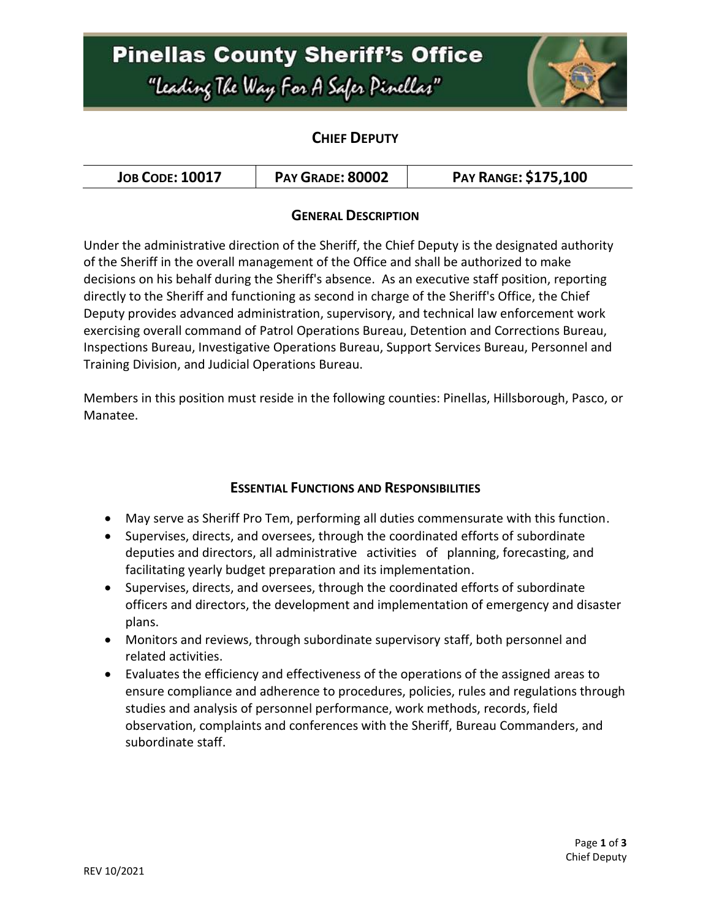# Pinellas County Sheriff's Office

*"Leading The Way For A Safer Pinellas"*

## Chief Deputy

| Job Code: 10017 | Pay Grade: 80002 | Pay Range: $175,100 |
|---|---|---|

### General Description

Under the administrative direction of the Sheriff, the Chief Deputy is the designated authority of the Sheriff in the overall management of the Office and shall be authorized to make decisions on his behalf during the Sheriff's absence. As an executive staff position, reporting directly to the Sheriff and functioning as second in charge of the Sheriff's Office, the Chief Deputy provides advanced administration, supervisory, and technical law enforcement work exercising overall command of Patrol Operations Bureau, Detention and Corrections Bureau, Inspections Bureau, Investigative Operations Bureau, Support Services Bureau, Personnel and Training Division, and Judicial Operations Bureau.

Members in this position must reside in the following counties: Pinellas, Hillsborough, Pasco, or Manatee.

### Essential Functions and Responsibilities

- May serve as Sheriff Pro Tem, performing all duties commensurate with this function.
- Supervises, directs, and oversees, through the coordinated efforts of subordinate deputies and directors, all administrative activities of planning, forecasting, and facilitating yearly budget preparation and its implementation.
- Supervises, directs, and oversees, through the coordinated efforts of subordinate officers and directors, the development and implementation of emergency and disaster plans.
- Monitors and reviews, through subordinate supervisory staff, both personnel and related activities.
- Evaluates the efficiency and effectiveness of the operations of the assigned areas to ensure compliance and adherence to procedures, policies, rules and regulations through studies and analysis of personnel performance, work methods, records, field observation, complaints and conferences with the Sheriff, Bureau Commanders, and subordinate staff.

REV 10/2021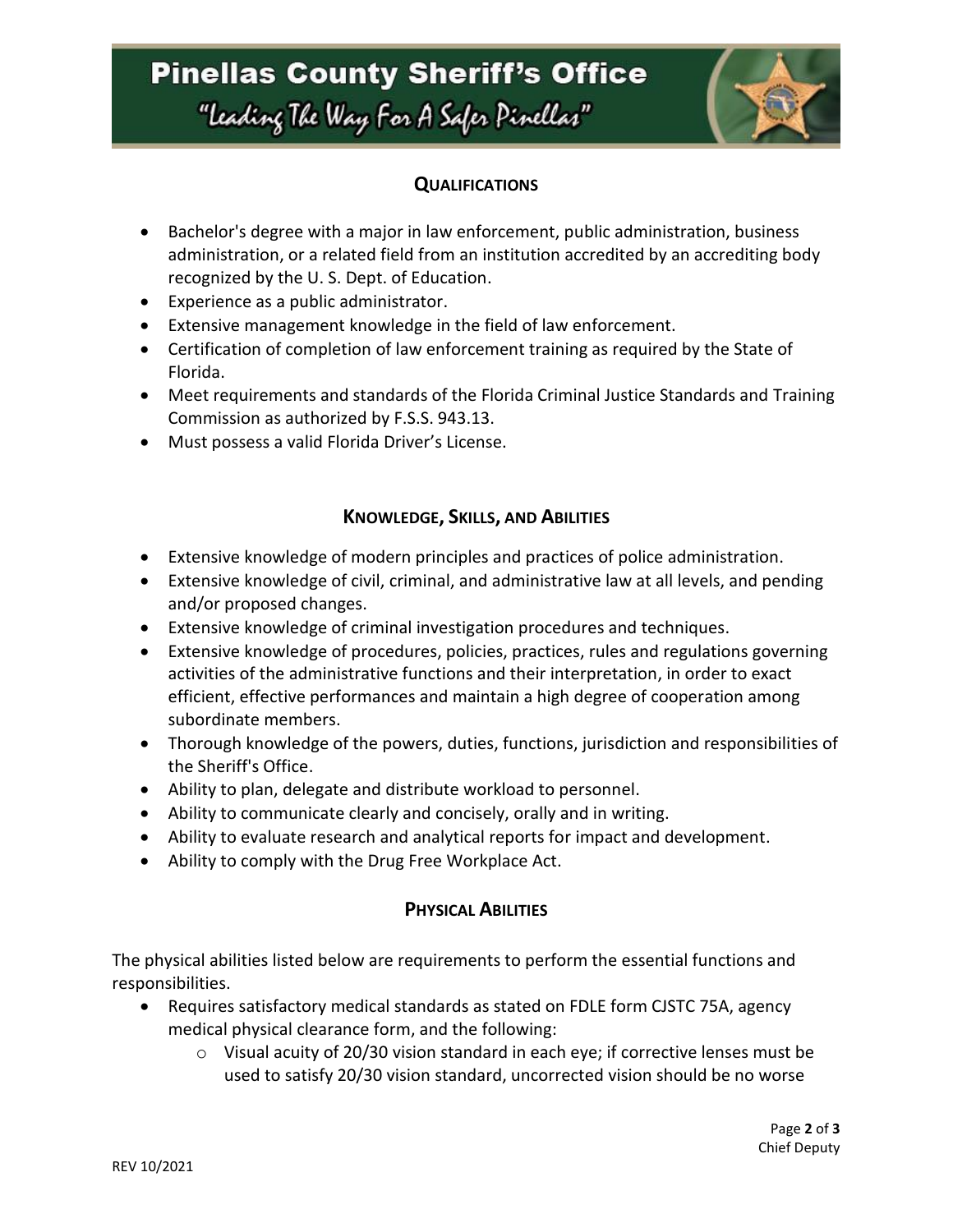## QUALIFICATIONS

- Bachelor's degree with a major in law enforcement, public administration, business administration, or a related field from an institution accredited by an accrediting body recognized by the U. S. Dept. of Education.
- Experience as a public administrator.
- Extensive management knowledge in the field of law enforcement.
- Certification of completion of law enforcement training as required by the State of Florida.
- Meet requirements and standards of the Florida Criminal Justice Standards and Training Commission as authorized by F.S.S. 943.13.
- Must possess a valid Florida Driver's License.

## KNOWLEDGE, SKILLS, AND ABILITIES

- Extensive knowledge of modern principles and practices of police administration.
- Extensive knowledge of civil, criminal, and administrative law at all levels, and pending and/or proposed changes.
- Extensive knowledge of criminal investigation procedures and techniques.
- Extensive knowledge of procedures, policies, practices, rules and regulations governing activities of the administrative functions and their interpretation, in order to exact efficient, effective performances and maintain a high degree of cooperation among subordinate members.
- Thorough knowledge of the powers, duties, functions, jurisdiction and responsibilities of the Sheriff's Office.
- Ability to plan, delegate and distribute workload to personnel.
- Ability to communicate clearly and concisely, orally and in writing.
- Ability to evaluate research and analytical reports for impact and development.
- Ability to comply with the Drug Free Workplace Act.

## PHYSICAL ABILITIES

The physical abilities listed below are requirements to perform the essential functions and responsibilities.

- Requires satisfactory medical standards as stated on FDLE form CJSTC 75A, agency medical physical clearance form, and the following:
  - Visual acuity of 20/30 vision standard in each eye; if corrective lenses must be used to satisfy 20/30 vision standard, uncorrected vision should be no worse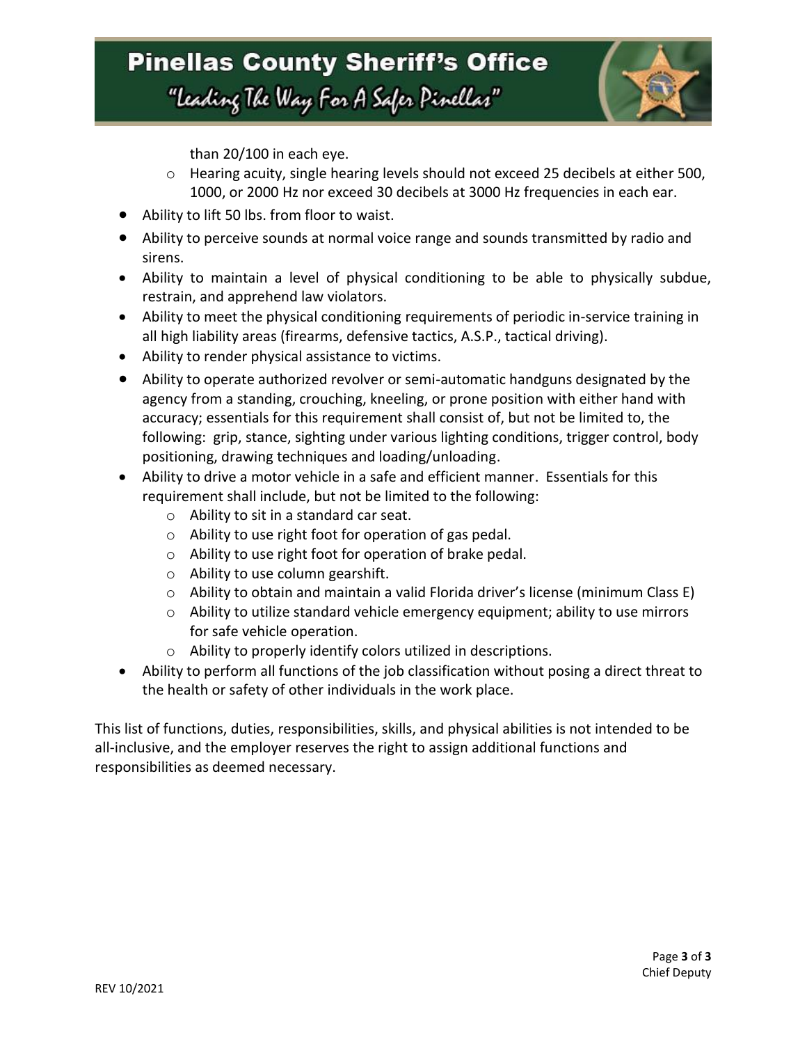than 20/100 in each eye.

    - Hearing acuity, single hearing levels should not exceed 25 decibels at either 500, 1000, or 2000 Hz nor exceed 30 decibels at 3000 Hz frequencies in each ear.

- Ability to lift 50 lbs. from floor to waist.
- Ability to perceive sounds at normal voice range and sounds transmitted by radio and sirens.
- Ability to maintain a level of physical conditioning to be able to physically subdue, restrain, and apprehend law violators.
- Ability to meet the physical conditioning requirements of periodic in-service training in all high liability areas (firearms, defensive tactics, A.S.P., tactical driving).
- Ability to render physical assistance to victims.
- Ability to operate authorized revolver or semi-automatic handguns designated by the agency from a standing, crouching, kneeling, or prone position with either hand with accuracy; essentials for this requirement shall consist of, but not be limited to, the following: grip, stance, sighting under various lighting conditions, trigger control, body positioning, drawing techniques and loading/unloading.
- Ability to drive a motor vehicle in a safe and efficient manner. Essentials for this requirement shall include, but not be limited to the following:
    - Ability to sit in a standard car seat.
    - Ability to use right foot for operation of gas pedal.
    - Ability to use right foot for operation of brake pedal.
    - Ability to use column gearshift.
    - Ability to obtain and maintain a valid Florida driver's license (minimum Class E)
    - Ability to utilize standard vehicle emergency equipment; ability to use mirrors for safe vehicle operation.
    - Ability to properly identify colors utilized in descriptions.
- Ability to perform all functions of the job classification without posing a direct threat to the health or safety of other individuals in the work place.

This list of functions, duties, responsibilities, skills, and physical abilities is not intended to be all-inclusive, and the employer reserves the right to assign additional functions and responsibilities as deemed necessary.